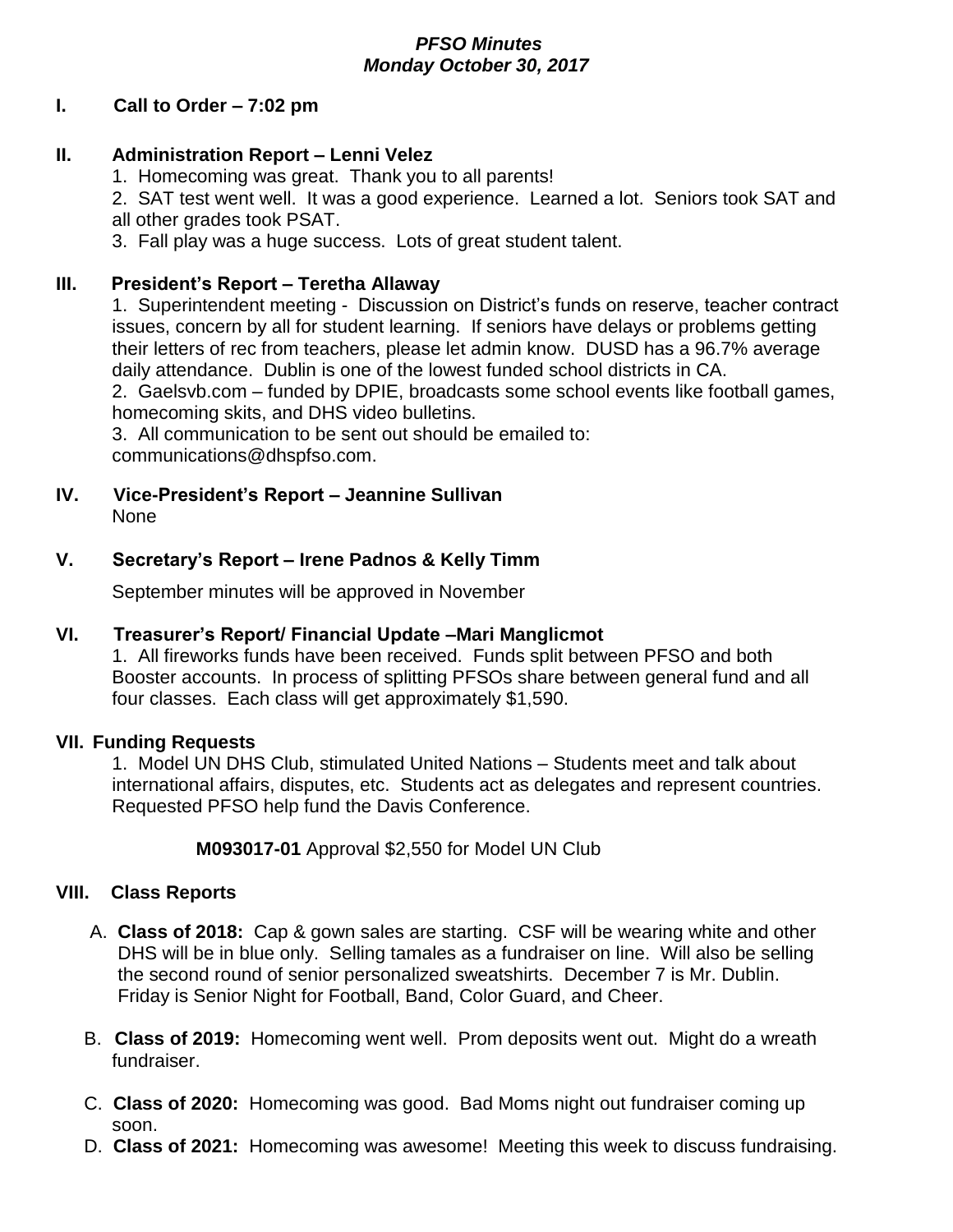***PFSO Minutes***
***Monday October 30, 2017***

## I. Call to Order – 7:02 pm

## II. Administration Report – Lenni Velez

1. Homecoming was great. Thank you to all parents!
2. SAT test went well. It was a good experience. Learned a lot. Seniors took SAT and all other grades took PSAT.
3. Fall play was a huge success. Lots of great student talent.

## III. President's Report – Teretha Allaway

1. Superintendent meeting - Discussion on District's funds on reserve, teacher contract issues, concern by all for student learning. If seniors have delays or problems getting their letters of rec from teachers, please let admin know. DUSD has a 96.7% average daily attendance. Dublin is one of the lowest funded school districts in CA.
2. Gaelsvb.com – funded by DPIE, broadcasts some school events like football games, homecoming skits, and DHS video bulletins.
3. All communication to be sent out should be emailed to: communications@dhspfso.com.

## IV. Vice-President's Report – Jeannine Sullivan

None

## V. Secretary's Report – Irene Padnos & Kelly Timm

September minutes will be approved in November

## VI. Treasurer's Report/ Financial Update –Mari Manglicmot

1. All fireworks funds have been received. Funds split between PFSO and both Booster accounts. In process of splitting PFSOs share between general fund and all four classes. Each class will get approximately $1,590.

## VII. Funding Requests

1. Model UN DHS Club, stimulated United Nations – Students meet and talk about international affairs, disputes, etc. Students act as delegates and represent countries. Requested PFSO help fund the Davis Conference.

**M093017-01** Approval $2,550 for Model UN Club

## VIII. Class Reports

A. **Class of 2018:** Cap & gown sales are starting. CSF will be wearing white and other DHS will be in blue only. Selling tamales as a fundraiser on line. Will also be selling the second round of senior personalized sweatshirts. December 7 is Mr. Dublin. Friday is Senior Night for Football, Band, Color Guard, and Cheer.

B. **Class of 2019:** Homecoming went well. Prom deposits went out. Might do a wreath fundraiser.

C. **Class of 2020:** Homecoming was good. Bad Moms night out fundraiser coming up soon.

D. **Class of 2021:** Homecoming was awesome! Meeting this week to discuss fundraising.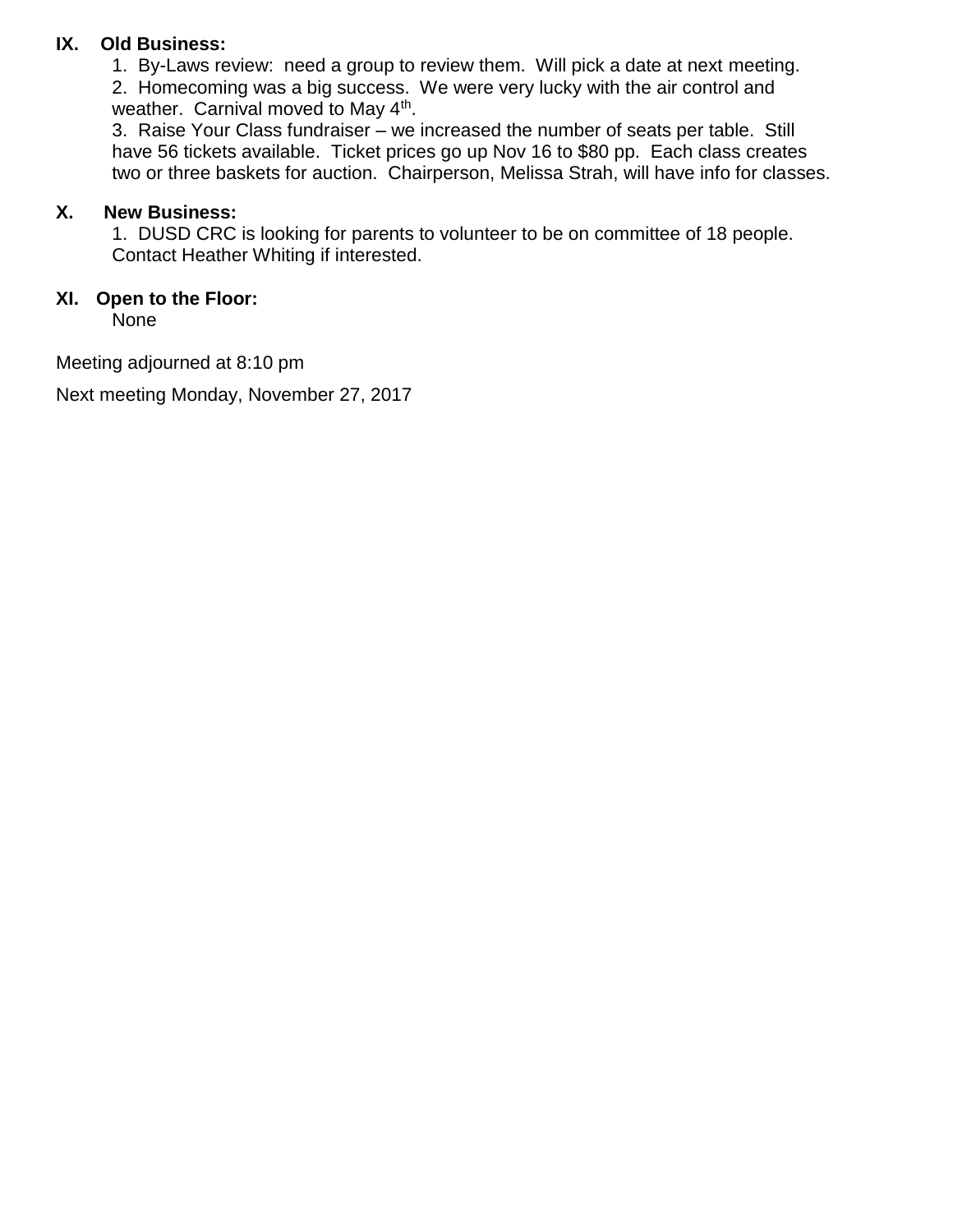**IX. Old Business:**

1. By-Laws review: need a group to review them. Will pick a date at next meeting.
2. Homecoming was a big success. We were very lucky with the air control and weather. Carnival moved to May 4th.
3. Raise Your Class fundraiser – we increased the number of seats per table. Still have 56 tickets available. Ticket prices go up Nov 16 to $80 pp. Each class creates two or three baskets for auction. Chairperson, Melissa Strah, will have info for classes.

**X. New Business:**

1. DUSD CRC is looking for parents to volunteer to be on committee of 18 people. Contact Heather Whiting if interested.

**XI. Open to the Floor:**

None

Meeting adjourned at 8:10 pm

Next meeting Monday, November 27, 2017